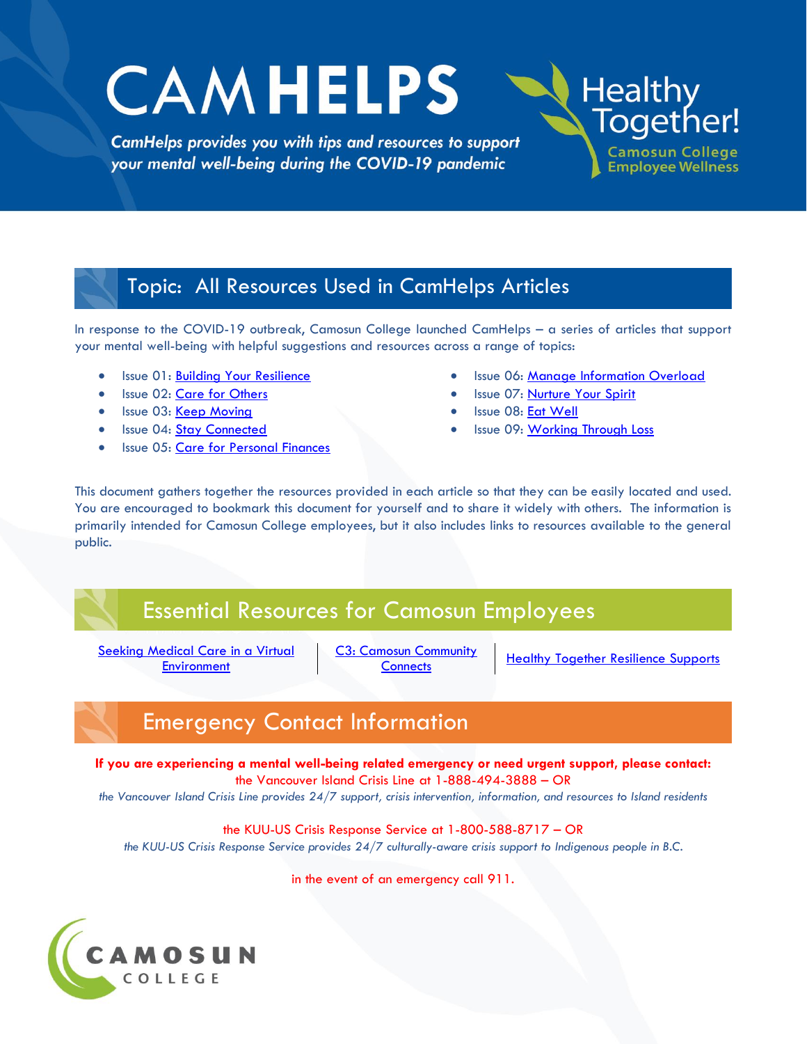# CAMHELPS

*CamHelps provides you with tips and resources to support your mental well-being during the COVID-19 pandemic*

Healthy Together!
Camosun College Employee Wellness

## Topic: All Resources Used in CamHelps Articles

In response to the COVID-19 outbreak, Camosun College launched CamHelps – a series of articles that support your mental well-being with helpful suggestions and resources across a range of topics:

- Issue 01: Building Your Resilience
- Issue 02: Care for Others
- Issue 03: Keep Moving
- Issue 04: Stay Connected
- Issue 05: Care for Personal Finances
- Issue 06: Manage Information Overload
- Issue 07: Nurture Your Spirit
- Issue 08: Eat Well
- Issue 09: Working Through Loss

This document gathers together the resources provided in each article so that they can be easily located and used. You are encouraged to bookmark this document for yourself and to share it widely with others. The information is primarily intended for Camosun College employees, but it also includes links to resources available to the general public.

## Essential Resources for Camosun Employees

| Seeking Medical Care in a Virtual Environment | C3: Camosun Community Connects | Healthy Together Resilience Supports |
|---|---|---|

## Emergency Contact Information

**If you are experiencing a mental well-being related emergency or need urgent support, please contact:**

the Vancouver Island Crisis Line at 1-888-494-3888 – OR

*the Vancouver Island Crisis Line provides 24/7 support, crisis intervention, information, and resources to Island residents*

the KUU-US Crisis Response Service at 1-800-588-8717 – OR

*the KUU-US Crisis Response Service provides 24/7 culturally-aware crisis support to Indigenous people in B.C.*

in the event of an emergency call 911.

CAMOSUN COLLEGE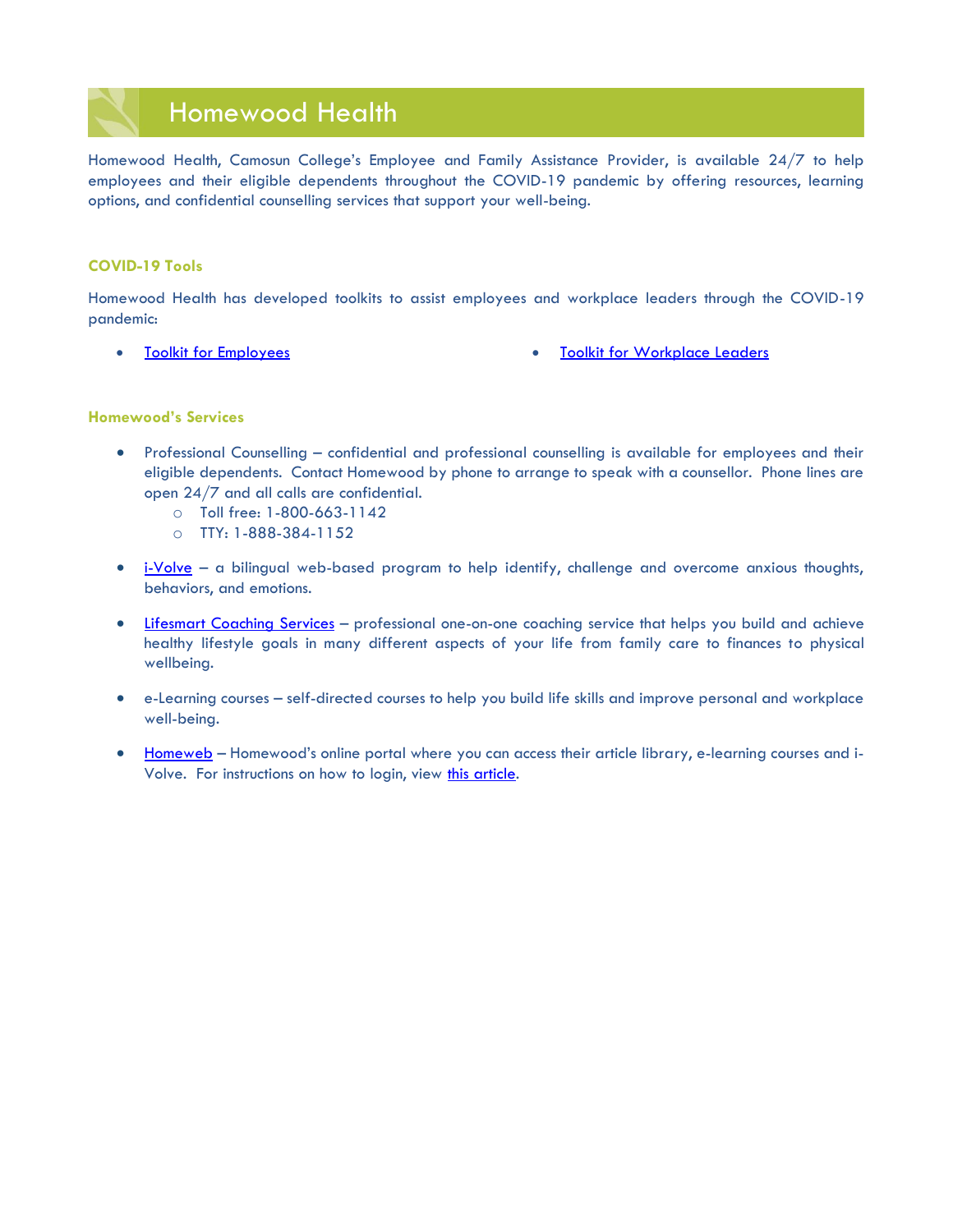# Homewood Health

Homewood Health, Camosun College's Employee and Family Assistance Provider, is available 24/7 to help employees and their eligible dependents throughout the COVID-19 pandemic by offering resources, learning options, and confidential counselling services that support your well-being.

## COVID-19 Tools

Homewood Health has developed toolkits to assist employees and workplace leaders through the COVID-19 pandemic:

- Toolkit for Employees
- Toolkit for Workplace Leaders

## Homewood's Services

- Professional Counselling – confidential and professional counselling is available for employees and their eligible dependents. Contact Homewood by phone to arrange to speak with a counsellor. Phone lines are open 24/7 and all calls are confidential.
  - Toll free: 1-800-663-1142
  - TTY: 1-888-384-1152
- i-Volve – a bilingual web-based program to help identify, challenge and overcome anxious thoughts, behaviors, and emotions.
- Lifesmart Coaching Services – professional one-on-one coaching service that helps you build and achieve healthy lifestyle goals in many different aspects of your life from family care to finances to physical wellbeing.
- e-Learning courses – self-directed courses to help you build life skills and improve personal and workplace well-being.
- Homeweb – Homewood's online portal where you can access their article library, e-learning courses and i-Volve. For instructions on how to login, view this article.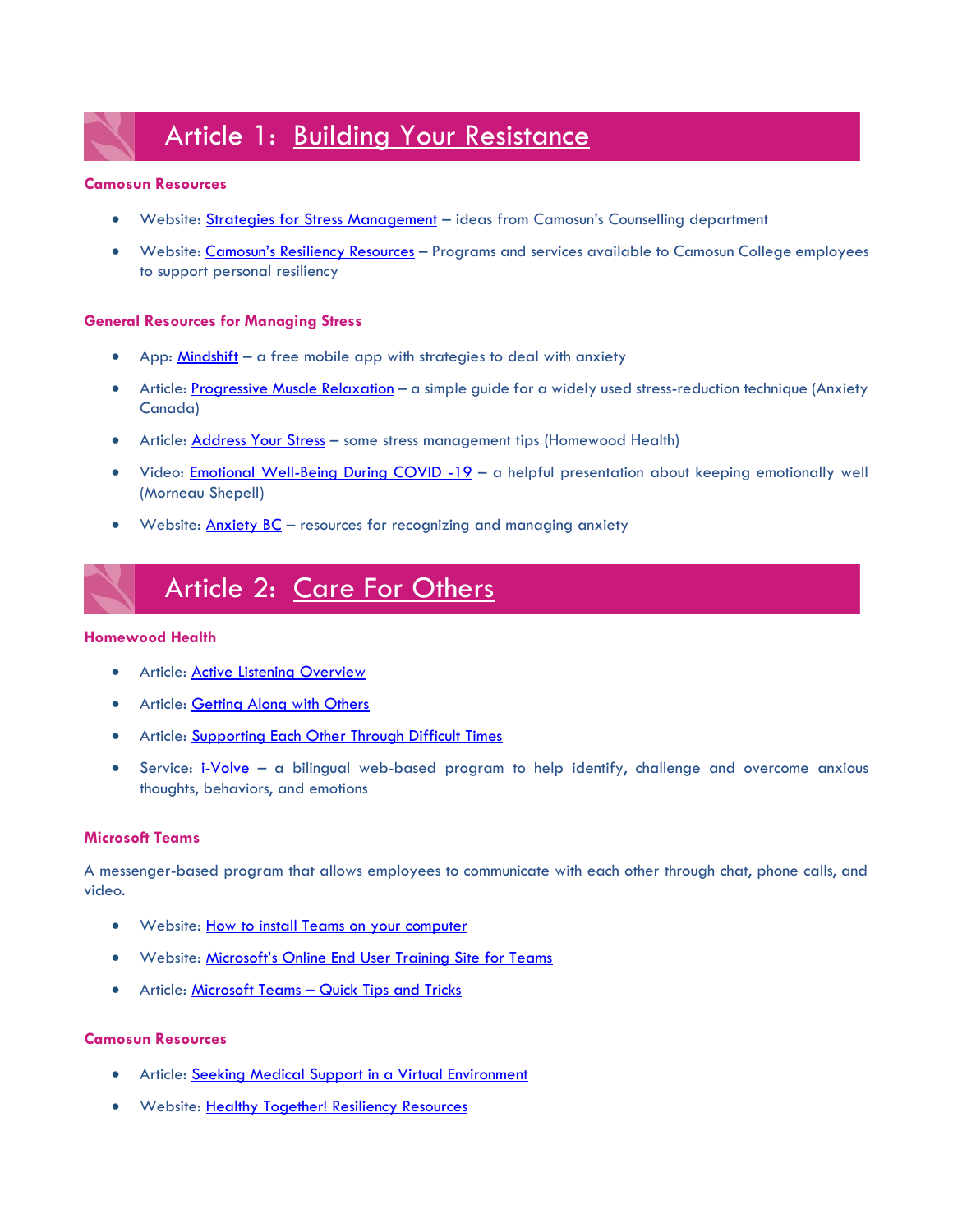# Article 1: Building Your Resistance

### Camosun Resources

- Website: Strategies for Stress Management – ideas from Camosun's Counselling department
- Website: Camosun's Resiliency Resources – Programs and services available to Camosun College employees to support personal resiliency

### General Resources for Managing Stress

- App: Mindshift – a free mobile app with strategies to deal with anxiety
- Article: Progressive Muscle Relaxation – a simple guide for a widely used stress-reduction technique (Anxiety Canada)
- Article: Address Your Stress – some stress management tips (Homewood Health)
- Video: Emotional Well-Being During COVID -19 – a helpful presentation about keeping emotionally well (Morneau Shepell)
- Website: Anxiety BC – resources for recognizing and managing anxiety

# Article 2: Care For Others

### Homewood Health

- Article: Active Listening Overview
- Article: Getting Along with Others
- Article: Supporting Each Other Through Difficult Times
- Service: i-Volve – a bilingual web-based program to help identify, challenge and overcome anxious thoughts, behaviors, and emotions

### Microsoft Teams

A messenger-based program that allows employees to communicate with each other through chat, phone calls, and video.

- Website: How to install Teams on your computer
- Website: Microsoft's Online End User Training Site for Teams
- Article: Microsoft Teams – Quick Tips and Tricks

### Camosun Resources

- Article: Seeking Medical Support in a Virtual Environment
- Website: Healthy Together! Resiliency Resources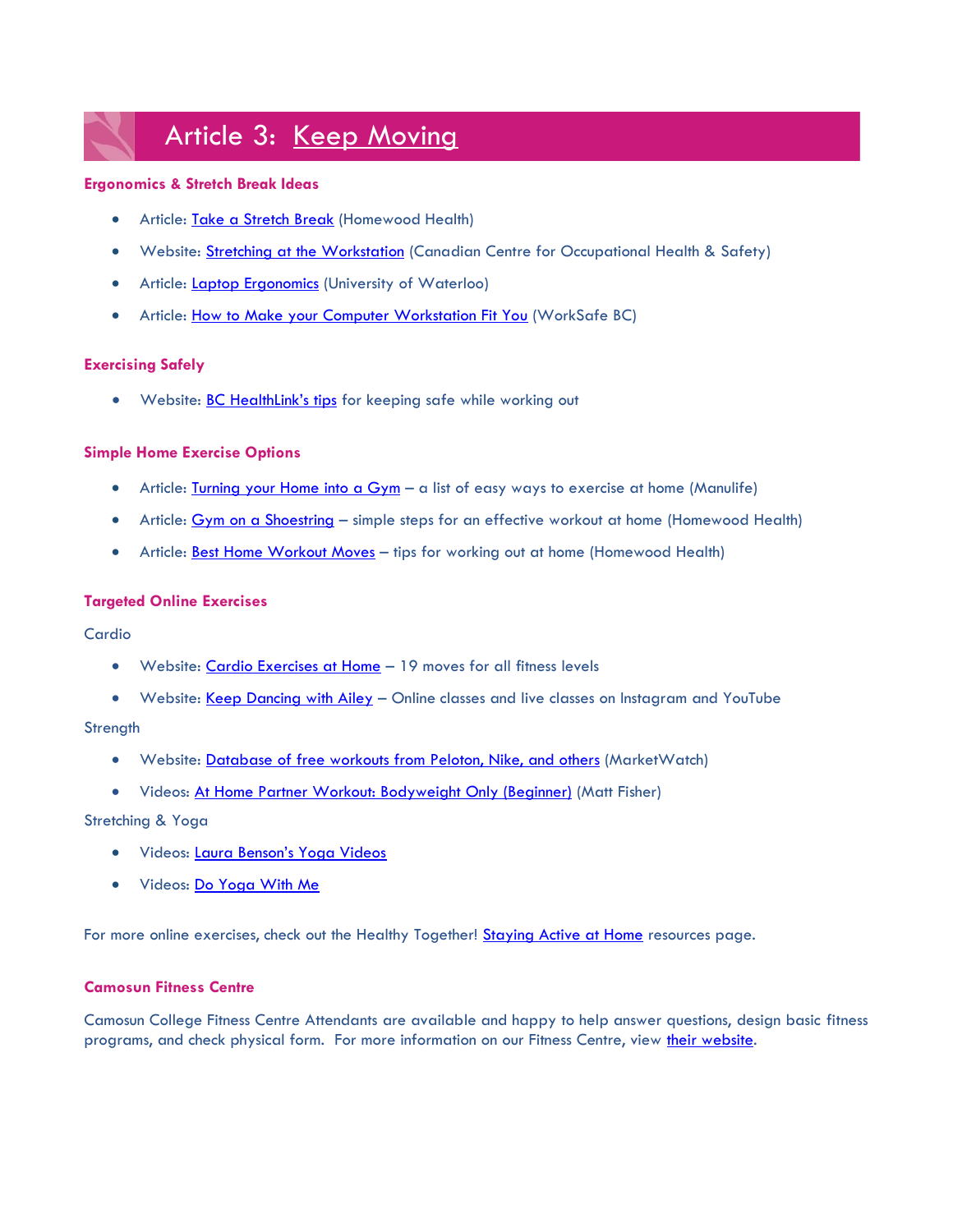# Article 3: Keep Moving

### Ergonomics & Stretch Break Ideas

- Article: Take a Stretch Break (Homewood Health)
- Website: Stretching at the Workstation (Canadian Centre for Occupational Health & Safety)
- Article: Laptop Ergonomics (University of Waterloo)
- Article: How to Make your Computer Workstation Fit You (WorkSafe BC)

### Exercising Safely

- Website: BC HealthLink's tips for keeping safe while working out

### Simple Home Exercise Options

- Article: Turning your Home into a Gym – a list of easy ways to exercise at home (Manulife)
- Article: Gym on a Shoestring – simple steps for an effective workout at home (Homewood Health)
- Article: Best Home Workout Moves – tips for working out at home (Homewood Health)

### Targeted Online Exercises

Cardio

- Website: Cardio Exercises at Home – 19 moves for all fitness levels
- Website: Keep Dancing with Ailey – Online classes and live classes on Instagram and YouTube

Strength

- Website: Database of free workouts from Peloton, Nike, and others (MarketWatch)
- Videos: At Home Partner Workout: Bodyweight Only (Beginner) (Matt Fisher)

Stretching & Yoga

- Videos: Laura Benson's Yoga Videos
- Videos: Do Yoga With Me

For more online exercises, check out the Healthy Together! Staying Active at Home resources page.

### Camosun Fitness Centre

Camosun College Fitness Centre Attendants are available and happy to help answer questions, design basic fitness programs, and check physical form. For more information on our Fitness Centre, view their website.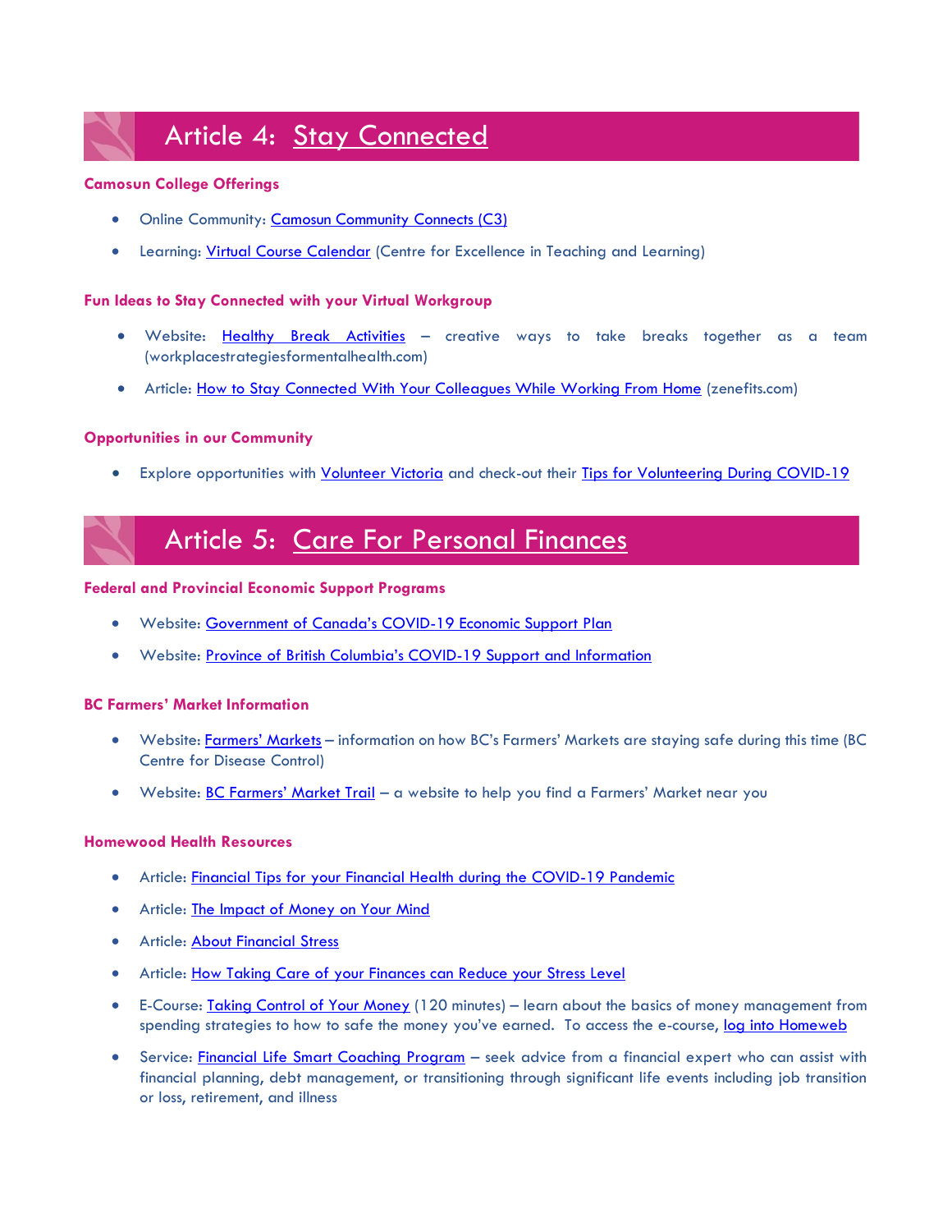# Article 4: Stay Connected

### Camosun College Offerings

- Online Community: Camosun Community Connects (C3)
- Learning: Virtual Course Calendar (Centre for Excellence in Teaching and Learning)

### Fun Ideas to Stay Connected with your Virtual Workgroup

- Website: Healthy Break Activities – creative ways to take breaks together as a team (workplacestrategiesformentalhealth.com)
- Article: How to Stay Connected With Your Colleagues While Working From Home (zenefits.com)

### Opportunities in our Community

- Explore opportunities with Volunteer Victoria and check-out their Tips for Volunteering During COVID-19

# Article 5: Care For Personal Finances

### Federal and Provincial Economic Support Programs

- Website: Government of Canada's COVID-19 Economic Support Plan
- Website: Province of British Columbia's COVID-19 Support and Information

### BC Farmers' Market Information

- Website: Farmers' Markets – information on how BC's Farmers' Markets are staying safe during this time (BC Centre for Disease Control)
- Website: BC Farmers' Market Trail – a website to help you find a Farmers' Market near you

### Homewood Health Resources

- Article: Financial Tips for your Financial Health during the COVID-19 Pandemic
- Article: The Impact of Money on Your Mind
- Article: About Financial Stress
- Article: How Taking Care of your Finances can Reduce your Stress Level
- E-Course: Taking Control of Your Money (120 minutes) – learn about the basics of money management from spending strategies to how to safe the money you've earned. To access the e-course, log into Homeweb
- Service: Financial Life Smart Coaching Program – seek advice from a financial expert who can assist with financial planning, debt management, or transitioning through significant life events including job transition or loss, retirement, and illness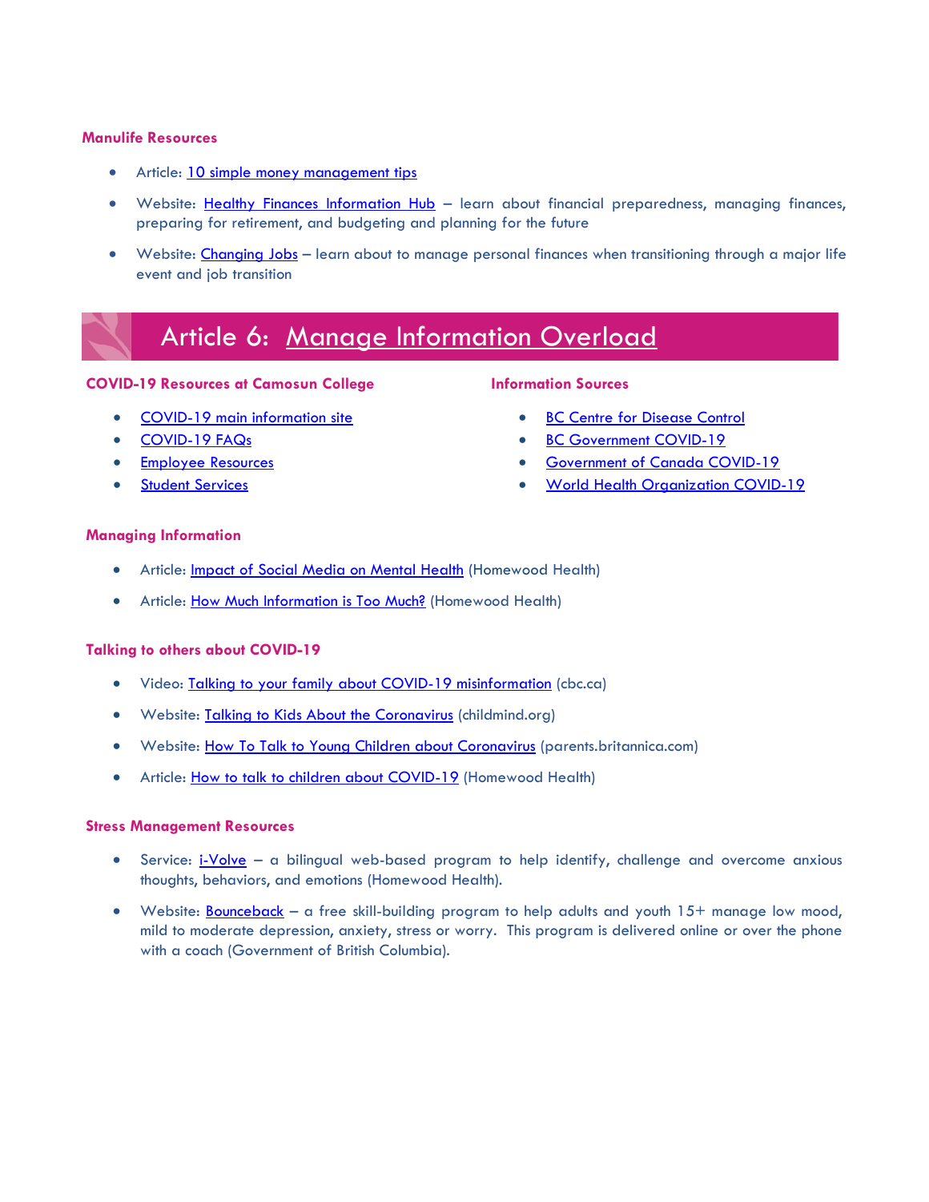### Manulife Resources

- Article: 10 simple money management tips
- Website: Healthy Finances Information Hub – learn about financial preparedness, managing finances, preparing for retirement, and budgeting and planning for the future
- Website: Changing Jobs – learn about to manage personal finances when transitioning through a major life event and job transition

## Article 6: Manage Information Overload

### COVID-19 Resources at Camosun College

- COVID-19 main information site
- COVID-19 FAQs
- Employee Resources
- Student Services

### Information Sources

- BC Centre for Disease Control
- BC Government COVID-19
- Government of Canada COVID-19
- World Health Organization COVID-19

### Managing Information

- Article: Impact of Social Media on Mental Health (Homewood Health)
- Article: How Much Information is Too Much? (Homewood Health)

### Talking to others about COVID-19

- Video: Talking to your family about COVID-19 misinformation (cbc.ca)
- Website: Talking to Kids About the Coronavirus (childmind.org)
- Website: How To Talk to Young Children about Coronavirus (parents.britannica.com)
- Article: How to talk to children about COVID-19 (Homewood Health)

### Stress Management Resources

- Service: i-Volve – a bilingual web-based program to help identify, challenge and overcome anxious thoughts, behaviors, and emotions (Homewood Health).
- Website: Bounceback – a free skill-building program to help adults and youth 15+ manage low mood, mild to moderate depression, anxiety, stress or worry. This program is delivered online or over the phone with a coach (Government of British Columbia).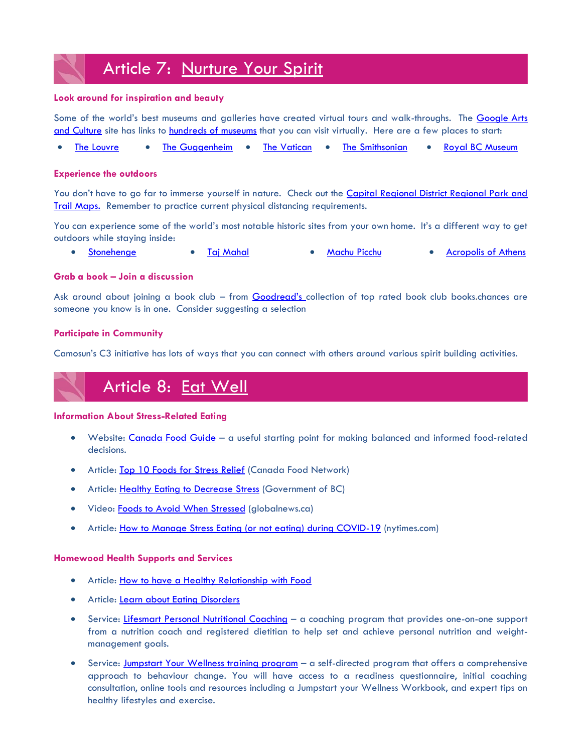# Article 7: Nurture Your Spirit

### Look around for inspiration and beauty

Some of the world's best museums and galleries have created virtual tours and walk-throughs. The Google Arts and Culture site has links to hundreds of museums that you can visit virtually. Here are a few places to start:

- The Louvre
- The Guggenheim
- The Vatican
- The Smithsonian
- Royal BC Museum

### Experience the outdoors

You don't have to go far to immerse yourself in nature. Check out the Capital Regional District Regional Park and Trail Maps. Remember to practice current physical distancing requirements.

You can experience some of the world's most notable historic sites from your own home. It's a different way to get outdoors while staying inside:

- Stonehenge
- Taj Mahal
- Machu Picchu
- Acropolis of Athens

### Grab a book – Join a discussion

Ask around about joining a book club – from Goodread's collection of top rated book club books.chances are someone you know is in one. Consider suggesting a selection

### Participate in Community

Camosun's C3 initiative has lots of ways that you can connect with others around various spirit building activities.

# Article 8: Eat Well

### Information About Stress-Related Eating

- Website: Canada Food Guide – a useful starting point for making balanced and informed food-related decisions.
- Article: Top 10 Foods for Stress Relief (Canada Food Network)
- Article: Healthy Eating to Decrease Stress (Government of BC)
- Video: Foods to Avoid When Stressed (globalnews.ca)
- Article: How to Manage Stress Eating (or not eating) during COVID-19 (nytimes.com)

### Homewood Health Supports and Services

- Article: How to have a Healthy Relationship with Food
- Article: Learn about Eating Disorders
- Service: Lifesmart Personal Nutritional Coaching – a coaching program that provides one-on-one support from a nutrition coach and registered dietitian to help set and achieve personal nutrition and weight-management goals.
- Service: Jumpstart Your Wellness training program – a self-directed program that offers a comprehensive approach to behaviour change. You will have access to a readiness questionnaire, initial coaching consultation, online tools and resources including a Jumpstart your Wellness Workbook, and expert tips on healthy lifestyles and exercise.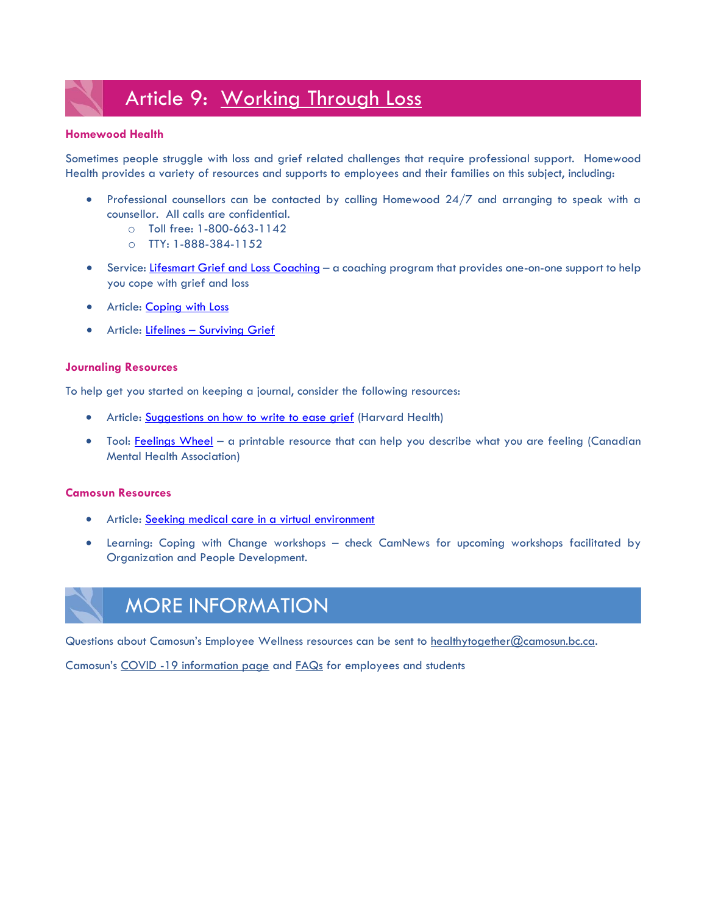# Article 9: Working Through Loss

### Homewood Health

Sometimes people struggle with loss and grief related challenges that require professional support. Homewood Health provides a variety of resources and supports to employees and their families on this subject, including:

- Professional counsellors can be contacted by calling Homewood 24/7 and arranging to speak with a counsellor. All calls are confidential.
    - Toll free: 1-800-663-1142
    - TTY: 1-888-384-1152
- Service: Lifesmart Grief and Loss Coaching – a coaching program that provides one-on-one support to help you cope with grief and loss
- Article: Coping with Loss
- Article: Lifelines – Surviving Grief

### Journaling Resources

To help get you started on keeping a journal, consider the following resources:

- Article: Suggestions on how to write to ease grief (Harvard Health)
- Tool: Feelings Wheel – a printable resource that can help you describe what you are feeling (Canadian Mental Health Association)

### Camosun Resources

- Article: Seeking medical care in a virtual environment
- Learning: Coping with Change workshops – check CamNews for upcoming workshops facilitated by Organization and People Development.

# MORE INFORMATION

Questions about Camosun's Employee Wellness resources can be sent to healthytogether@camosun.bc.ca.

Camosun's COVID -19 information page and FAQs for employees and students